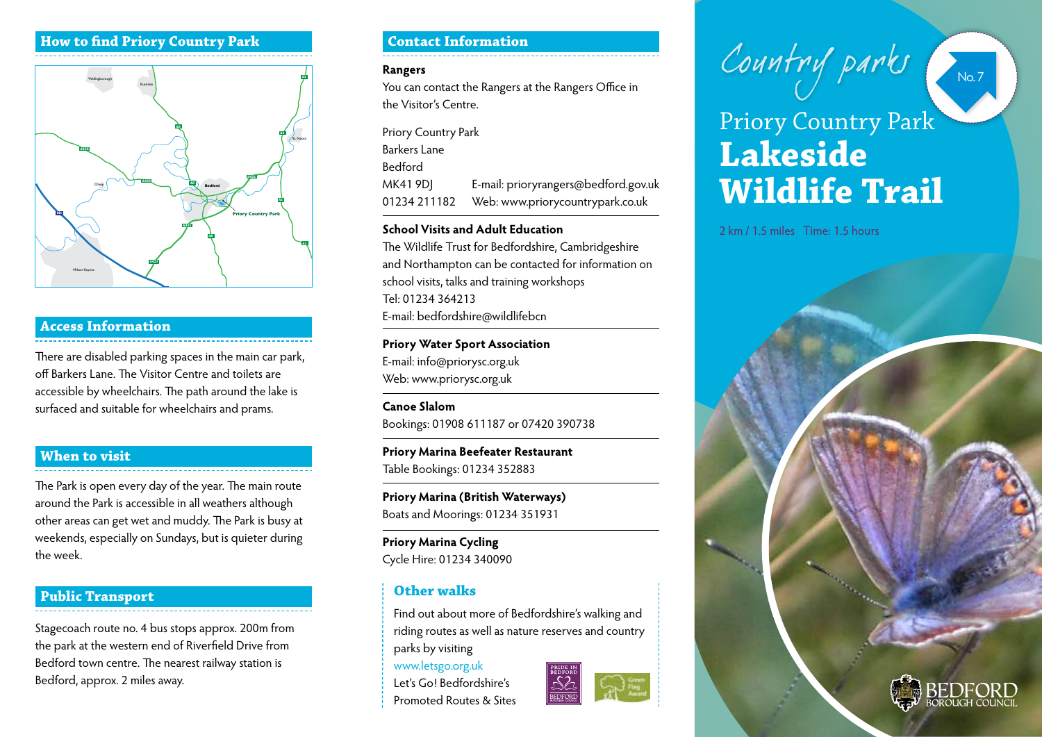## How to find Priory Country Park

## Access Information

There are disabled parking spaces in the main car park, off Barkers Lane. The Visitor Centre and toilets are accessible by wheelchairs. The path around the lake is surfaced and suitable for wheelchairs and prams.

## When to visit

The Park is open every day of the year. The main route around the Park is accessible in all weathers although other areas can get wet and muddy. The Park is busy at weekends, especially on Sundays, but is quieter during the week.

## Public Transport

Stagecoach route no. 4 bus stops approx. 200m from the park at the western end of Riverfield Drive from Bedford town centre. The nearest railway station is Bedford, approx. 2 miles away.

## Contact Information

**Rangers**

You can contact the Rangers at the Rangers Office in the Visitor's Centre.

Priory Country Park
Barkers Lane
Bedford
MK41 9DJ — E-mail: prioryrangers@bedford.gov.uk
01234 211182 — Web: www.priorycountrypark.co.uk

**School Visits and Adult Education**

The Wildlife Trust for Bedfordshire, Cambridgeshire and Northampton can be contacted for information on school visits, talks and training workshops
Tel: 01234 364213
E-mail: bedfordshire@wildlifebcn

**Priory Water Sport Association**

E-mail: info@priorysc.org.uk
Web: www.priorysc.org.uk

**Canoe Slalom**

Bookings: 01908 611187 or 07420 390738

**Priory Marina Beefeater Restaurant**

Table Bookings: 01234 352883

**Priory Marina (British Waterways)**

Boats and Moorings: 01234 351931

**Priory Marina Cycling**

Cycle Hire: 01234 340090

### Other walks

Find out about more of Bedfordshire's walking and riding routes as well as nature reserves and country parks by visiting
www.letsgo.org.uk
Let's Go! Bedfordshire's Promoted Routes & Sites

Country parks No. 7

# Priory Country Park **Lakeside Wildlife Trail**

2 km / 1.5 miles Time: 1.5 hours

BEDFORD BOROUGH COUNCIL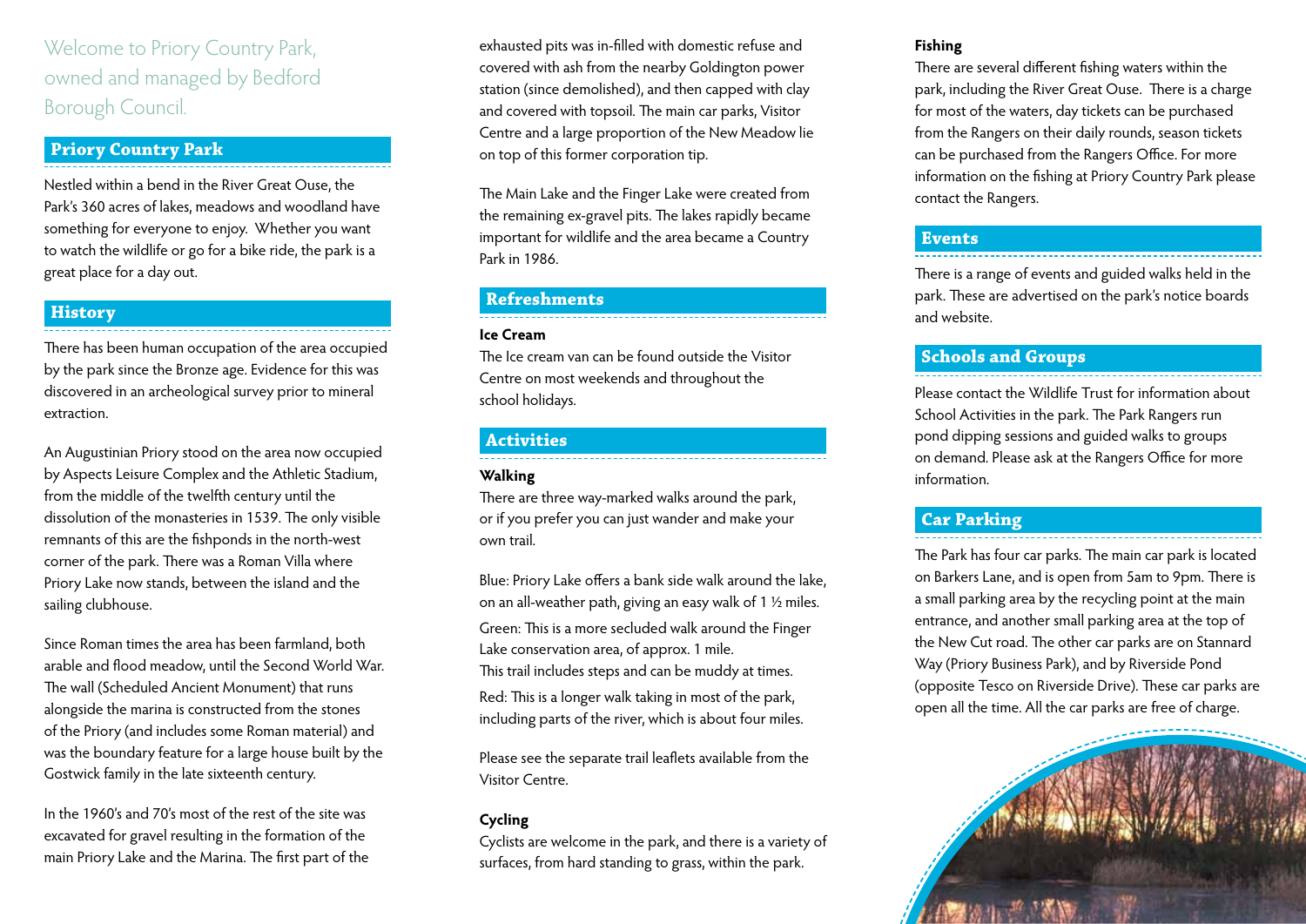Welcome to Priory Country Park, owned and managed by Bedford Borough Council.

## Priory Country Park

Nestled within a bend in the River Great Ouse, the Park's 360 acres of lakes, meadows and woodland have something for everyone to enjoy. Whether you want to watch the wildlife or go for a bike ride, the park is a great place for a day out.

## History

There has been human occupation of the area occupied by the park since the Bronze age. Evidence for this was discovered in an archeological survey prior to mineral extraction.

An Augustinian Priory stood on the area now occupied by Aspects Leisure Complex and the Athletic Stadium, from the middle of the twelfth century until the dissolution of the monasteries in 1539. The only visible remnants of this are the fishponds in the north-west corner of the park. There was a Roman Villa where Priory Lake now stands, between the island and the sailing clubhouse.

Since Roman times the area has been farmland, both arable and flood meadow, until the Second World War. The wall (Scheduled Ancient Monument) that runs alongside the marina is constructed from the stones of the Priory (and includes some Roman material) and was the boundary feature for a large house built by the Gostwick family in the late sixteenth century.

In the 1960's and 70's most of the rest of the site was excavated for gravel resulting in the formation of the main Priory Lake and the Marina. The first part of the exhausted pits was in-filled with domestic refuse and covered with ash from the nearby Goldington power station (since demolished), and then capped with clay and covered with topsoil. The main car parks, Visitor Centre and a large proportion of the New Meadow lie on top of this former corporation tip.

The Main Lake and the Finger Lake were created from the remaining ex-gravel pits. The lakes rapidly became important for wildlife and the area became a Country Park in 1986.

## Refreshments

**Ice Cream**

The Ice cream van can be found outside the Visitor Centre on most weekends and throughout the school holidays.

## Activities

**Walking**

There are three way-marked walks around the park, or if you prefer you can just wander and make your own trail.

Blue: Priory Lake offers a bank side walk around the lake, on an all-weather path, giving an easy walk of 1 ½ miles.

Green: This is a more secluded walk around the Finger Lake conservation area, of approx. 1 mile.
This trail includes steps and can be muddy at times.

Red: This is a longer walk taking in most of the park, including parts of the river, which is about four miles.

Please see the separate trail leaflets available from the Visitor Centre.

**Cycling**

Cyclists are welcome in the park, and there is a variety of surfaces, from hard standing to grass, within the park.

**Fishing**

There are several different fishing waters within the park, including the River Great Ouse. There is a charge for most of the waters, day tickets can be purchased from the Rangers on their daily rounds, season tickets can be purchased from the Rangers Office. For more information on the fishing at Priory Country Park please contact the Rangers.

## Events

There is a range of events and guided walks held in the park. These are advertised on the park's notice boards and website.

## Schools and Groups

Please contact the Wildlife Trust for information about School Activities in the park. The Park Rangers run pond dipping sessions and guided walks to groups on demand. Please ask at the Rangers Office for more information.

## Car Parking

The Park has four car parks. The main car park is located on Barkers Lane, and is open from 5am to 9pm. There is a small parking area by the recycling point at the main entrance, and another small parking area at the top of the New Cut road. The other car parks are on Stannard Way (Priory Business Park), and by Riverside Pond (opposite Tesco on Riverside Drive). These car parks are open all the time. All the car parks are free of charge.